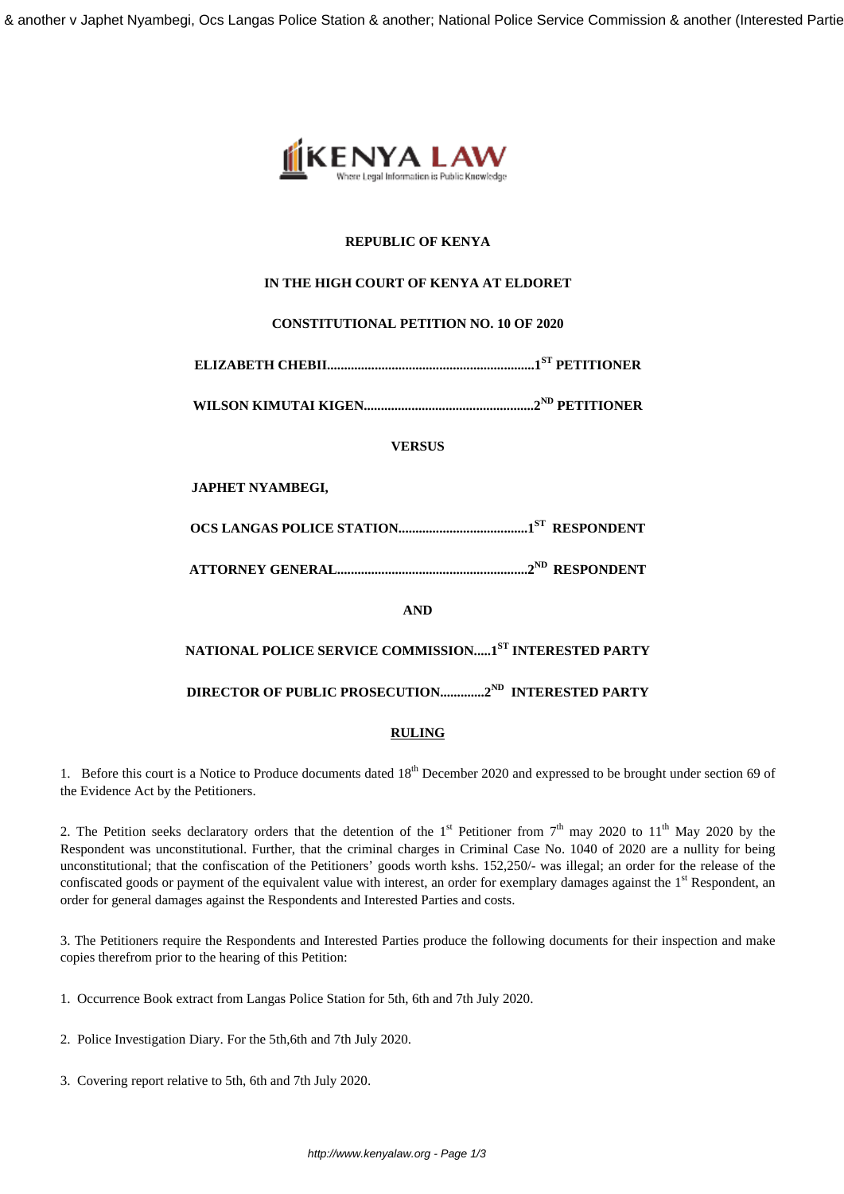**REPUBLIC OF KENYA**

**IN THE HIGH COURT OF KENYA AT ELDORET**

**CONSTITUTIONAL PETITION NO. 10 OF 2020**

**ELIZABETH CHEBII.............................................................1ST PETITIONER**

**WILSON KIMUTAI KIGEN..................................................2ND PETITIONER**

**VERSUS**

**JAPHET NYAMBEGI,**

**OCS LANGAS POLICE STATION......................................1ST RESPONDENT**

**ATTORNEY GENERAL........................................................2ND RESPONDENT**

**AND**

**NATIONAL POLICE SERVICE COMMISSION.....1ST INTERESTED PARTY**

**DIRECTOR OF PUBLIC PROSECUTION.............2ND INTERESTED PARTY**

**RULING**

1. Before this court is a Notice to Produce documents dated 18th December 2020 and expressed to be brought under section 69 of the Evidence Act by the Petitioners.

2. The Petition seeks declaratory orders that the detention of the 1st Petitioner from 7th may 2020 to 11th May 2020 by the Respondent was unconstitutional. Further, that the criminal charges in Criminal Case No. 1040 of 2020 are a nullity for being unconstitutional; that the confiscation of the Petitioners' goods worth kshs. 152,250/- was illegal; an order for the release of the confiscated goods or payment of the equivalent value with interest, an order for exemplary damages against the 1st Respondent, an order for general damages against the Respondents and Interested Parties and costs.

3. The Petitioners require the Respondents and Interested Parties produce the following documents for their inspection and make copies therefrom prior to the hearing of this Petition:

1. Occurrence Book extract from Langas Police Station for 5th, 6th and 7th July 2020.

2. Police Investigation Diary. For the 5th,6th and 7th July 2020.

3. Covering report relative to 5th, 6th and 7th July 2020.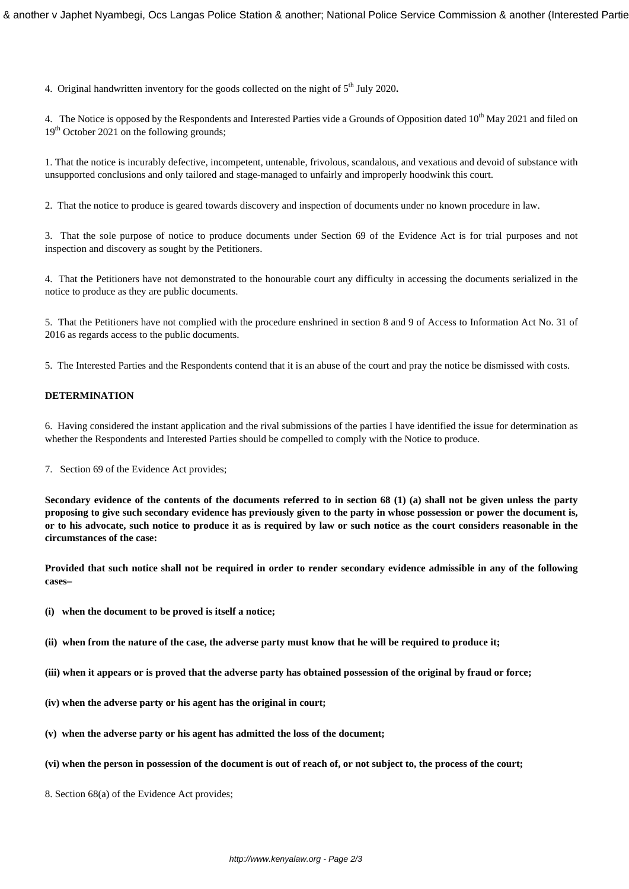4. Original handwritten inventory for the goods collected on the night of 5th July 2020**.**

4. The Notice is opposed by the Respondents and Interested Parties vide a Grounds of Opposition dated 10th May 2021 and filed on 19th October 2021 on the following grounds;

1. That the notice is incurably defective, incompetent, untenable, frivolous, scandalous, and vexatious and devoid of substance with unsupported conclusions and only tailored and stage-managed to unfairly and improperly hoodwink this court.

2. That the notice to produce is geared towards discovery and inspection of documents under no known procedure in law.

3. That the sole purpose of notice to produce documents under Section 69 of the Evidence Act is for trial purposes and not inspection and discovery as sought by the Petitioners.

4. That the Petitioners have not demonstrated to the honourable court any difficulty in accessing the documents serialized in the notice to produce as they are public documents.

5. That the Petitioners have not complied with the procedure enshrined in section 8 and 9 of Access to Information Act No. 31 of 2016 as regards access to the public documents.

5. The Interested Parties and the Respondents contend that it is an abuse of the court and pray the notice be dismissed with costs.

**DETERMINATION**

6. Having considered the instant application and the rival submissions of the parties I have identified the issue for determination as whether the Respondents and Interested Parties should be compelled to comply with the Notice to produce.

7. Section 69 of the Evidence Act provides;

**Secondary evidence of the contents of the documents referred to in section 68 (1) (a) shall not be given unless the party proposing to give such secondary evidence has previously given to the party in whose possession or power the document is, or to his advocate, such notice to produce it as is required by law or such notice as the court considers reasonable in the circumstances of the case:**

**Provided that such notice shall not be required in order to render secondary evidence admissible in any of the following cases–**

**(i) when the document to be proved is itself a notice;**

**(ii) when from the nature of the case, the adverse party must know that he will be required to produce it;**

**(iii) when it appears or is proved that the adverse party has obtained possession of the original by fraud or force;**

**(iv) when the adverse party or his agent has the original in court;**

**(v) when the adverse party or his agent has admitted the loss of the document;**

**(vi) when the person in possession of the document is out of reach of, or not subject to, the process of the court;**

8. Section 68(a) of the Evidence Act provides;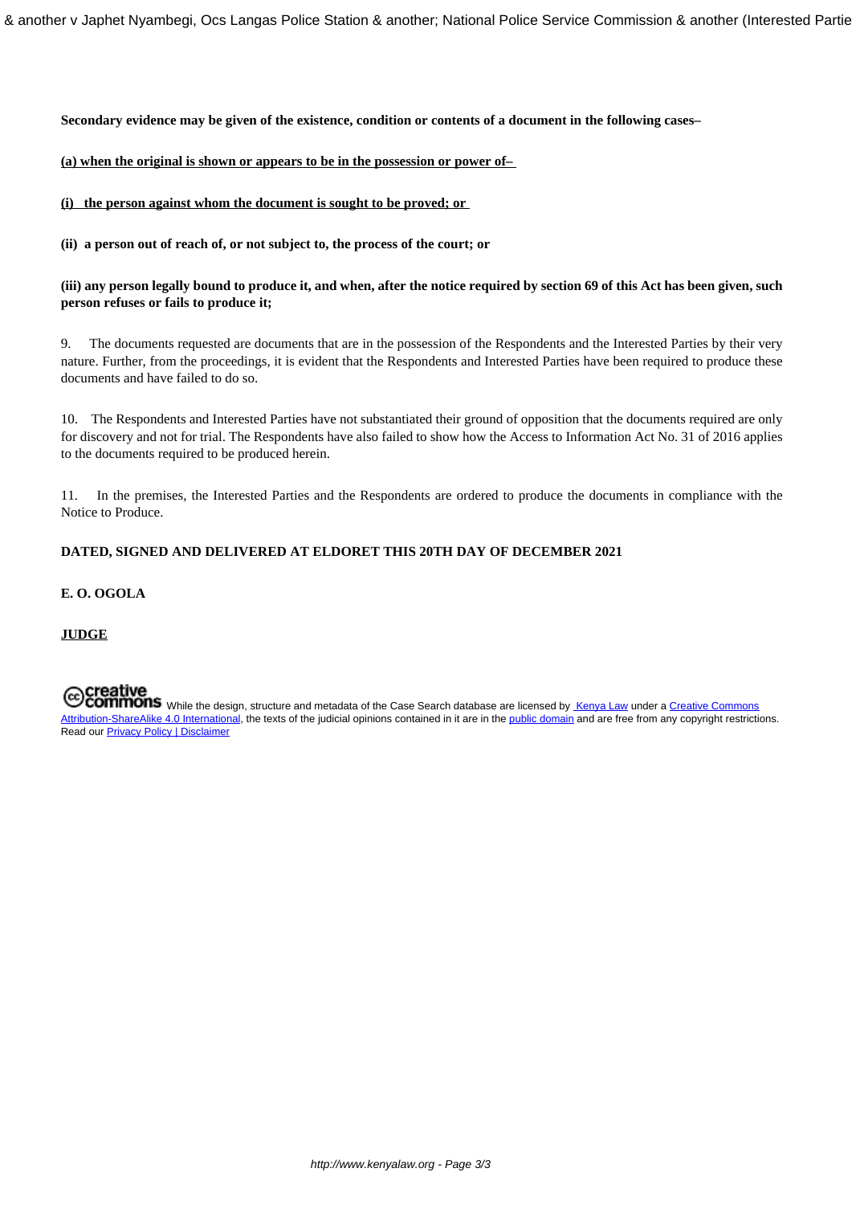**Secondary evidence may be given of the existence, condition or contents of a document in the following cases–**

**(a) when the original is shown or appears to be in the possession or power of–**

**(i) the person against whom the document is sought to be proved; or**

**(ii) a person out of reach of, or not subject to, the process of the court; or**

**(iii) any person legally bound to produce it, and when, after the notice required by section 69 of this Act has been given, such person refuses or fails to produce it;**

9. The documents requested are documents that are in the possession of the Respondents and the Interested Parties by their very nature. Further, from the proceedings, it is evident that the Respondents and Interested Parties have been required to produce these documents and have failed to do so.

10. The Respondents and Interested Parties have not substantiated their ground of opposition that the documents required are only for discovery and not for trial. The Respondents have also failed to show how the Access to Information Act No. 31 of 2016 applies to the documents required to be produced herein.

11. In the premises, the Interested Parties and the Respondents are ordered to produce the documents in compliance with the Notice to Produce.

**DATED, SIGNED AND DELIVERED AT ELDORET THIS 20TH DAY OF DECEMBER 2021**

**E. O. OGOLA**

**JUDGE**

While the design, structure and metadata of the Case Search database are licensed by Kenya Law under a Creative Commons Attribution-ShareAlike 4.0 International, the texts of the judicial opinions contained in it are in the public domain and are free from any copyright restrictions. Read our Privacy Policy | Disclaimer